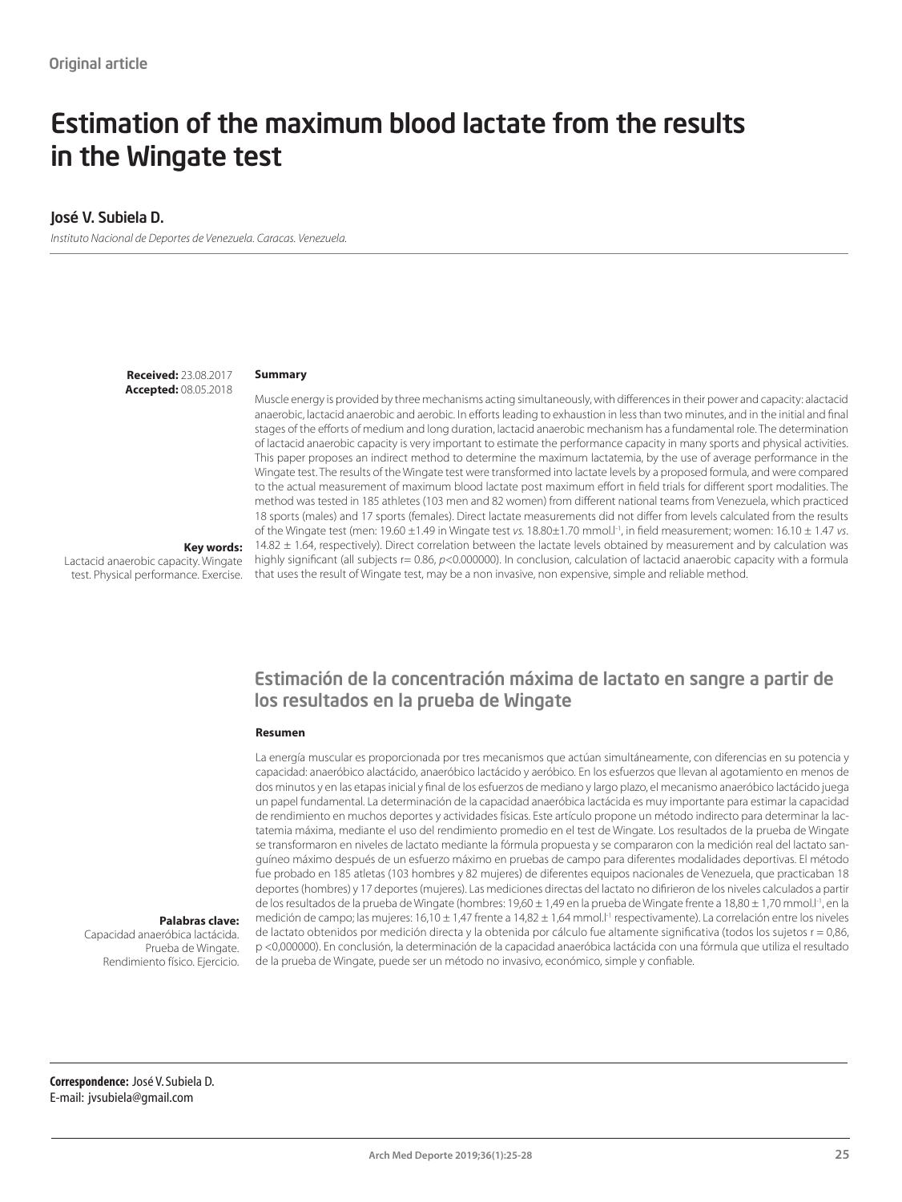Original article

# Estimation of the maximum blood lactate from the results in the Wingate test

## José V. Subiela D.

*Instituto Nacional de Deportes de Venezuela. Caracas. Venezuela.*

**Received:** 23.08.2017
**Accepted:** 08.05.2018

### Summary

Muscle energy is provided by three mechanisms acting simultaneously, with differences in their power and capacity: alactacid anaerobic, lactacid anaerobic and aerobic. In efforts leading to exhaustion in less than two minutes, and in the initial and final stages of the efforts of medium and long duration, lactacid anaerobic mechanism has a fundamental role. The determination of lactacid anaerobic capacity is very important to estimate the performance capacity in many sports and physical activities. This paper proposes an indirect method to determine the maximum lactatemia, by the use of average performance in the Wingate test. The results of the Wingate test were transformed into lactate levels by a proposed formula, and were compared to the actual measurement of maximum blood lactate post maximum effort in field trials for different sport modalities. The method was tested in 185 athletes (103 men and 82 women) from different national teams from Venezuela, which practiced 18 sports (males) and 17 sports (females). Direct lactate measurements did not differ from levels calculated from the results of the Wingate test (men: 19.60 ±1.49 in Wingate test *vs.* 18.80±1.70 $mmol.l^{-1}$, in field measurement; women: 16.10 ± 1.47 *vs.* 14.82 ± 1.64, respectively). Direct correlation between the lactate levels obtained by measurement and by calculation was highly significant (all subjects r= 0.86, $p<0.000000$). In conclusion, calculation of lactacid anaerobic capacity with a formula that uses the result of Wingate test, may be a non invasive, non expensive, simple and reliable method.

**Key words:**
Lactacid anaerobic capacity. Wingate test. Physical performance. Exercise.

## Estimación de la concentración máxima de lactato en sangre a partir de los resultados en la prueba de Wingate

### Resumen

La energía muscular es proporcionada por tres mecanismos que actúan simultáneamente, con diferencias en su potencia y capacidad: anaeróbico alactácido, anaeróbico lactácido y aeróbico. En los esfuerzos que llevan al agotamiento en menos de dos minutos y en las etapas inicial y final de los esfuerzos de mediano y largo plazo, el mecanismo anaeróbico lactácido juega un papel fundamental. La determinación de la capacidad anaeróbica lactácida es muy importante para estimar la capacidad de rendimiento en muchos deportes y actividades físicas. Este artículo propone un método indirecto para determinar la lactatemia máxima, mediante el uso del rendimiento promedio en el test de Wingate. Los resultados de la prueba de Wingate se transformaron en niveles de lactato mediante la fórmula propuesta y se compararon con la medición real del lactato sanguíneo máximo después de un esfuerzo máximo en pruebas de campo para diferentes modalidades deportivas. El método fue probado en 185 atletas (103 hombres y 82 mujeres) de diferentes equipos nacionales de Venezuela, que practicaban 18 deportes (hombres) y 17 deportes (mujeres). Las mediciones directas del lactato no difirieron de los niveles calculados a partir de los resultados de la prueba de Wingate (hombres: 19,60 ± 1,49 en la prueba de Wingate frente a 18,80 ± 1,70 $mmol.l^{-1}$, en la medición de campo; las mujeres: 16,10 ± 1,47 frente a 14,82 ± 1,64 $mmol.l^{-1}$ respectivamente). La correlación entre los niveles de lactato obtenidos por medición directa y la obtenida por cálculo fue altamente significativa (todos los sujetos r = 0,86, p <0,000000). En conclusión, la determinación de la capacidad anaeróbica lactácida con una fórmula que utiliza el resultado de la prueba de Wingate, puede ser un método no invasivo, económico, simple y confiable.

**Palabras clave:**
Capacidad anaeróbica lactácida. Prueba de Wingate. Rendimiento físico. Ejercicio.

**Correspondence:** José V. Subiela D.
E-mail: jvsubiela@gmail.com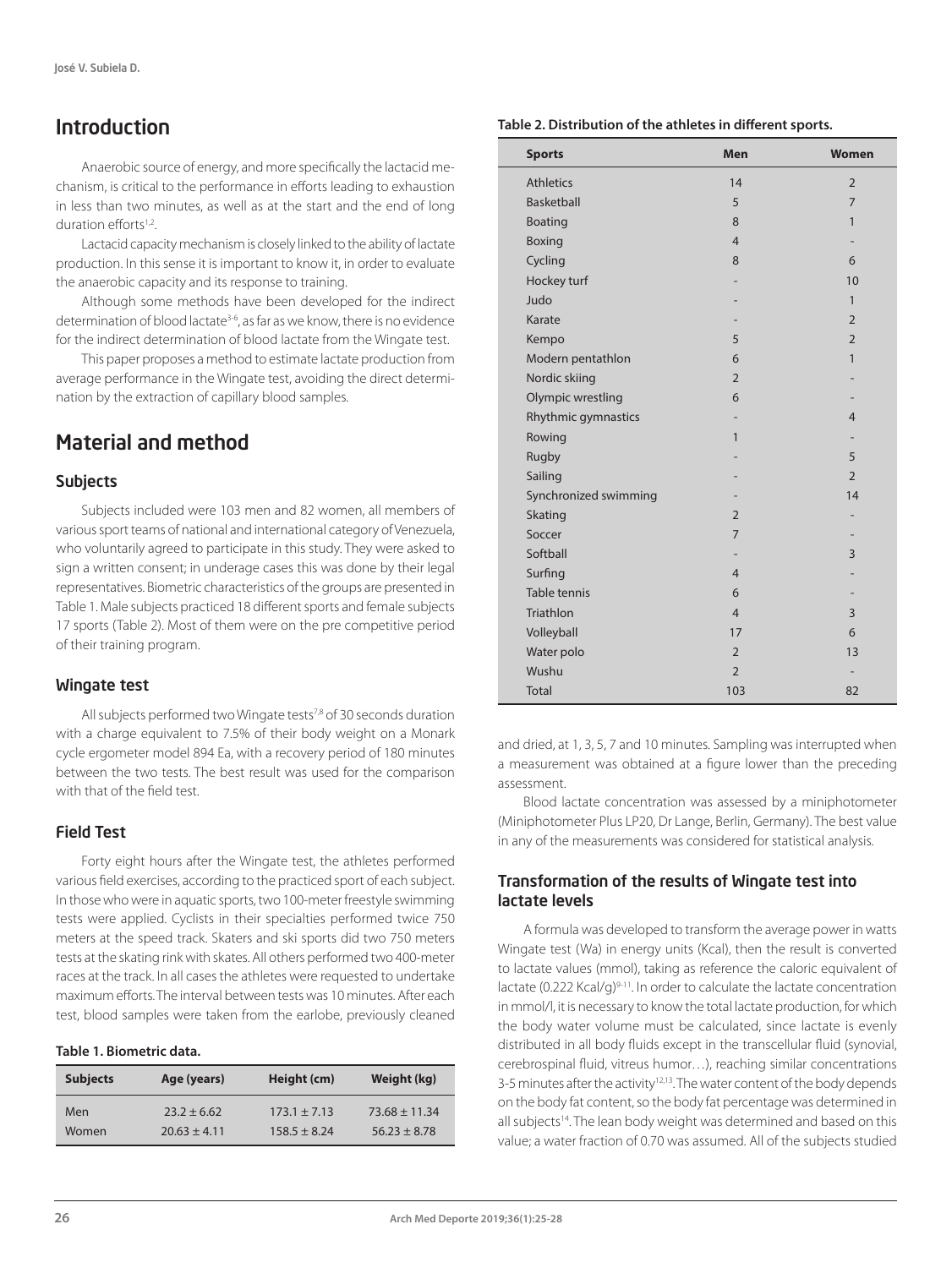## Introduction

Anaerobic source of energy, and more specifically the lactacid mechanism, is critical to the performance in efforts leading to exhaustion in less than two minutes, as well as at the start and the end of long duration efforts[1,2].

Lactacid capacity mechanism is closely linked to the ability of lactate production. In this sense it is important to know it, in order to evaluate the anaerobic capacity and its response to training.

Although some methods have been developed for the indirect determination of blood lactate[3-6], as far as we know, there is no evidence for the indirect determination of blood lactate from the Wingate test.

This paper proposes a method to estimate lactate production from average performance in the Wingate test, avoiding the direct determination by the extraction of capillary blood samples.

## Material and method

### Subjects

Subjects included were 103 men and 82 women, all members of various sport teams of national and international category of Venezuela, who voluntarily agreed to participate in this study. They were asked to sign a written consent; in underage cases this was done by their legal representatives. Biometric characteristics of the groups are presented in Table 1. Male subjects practiced 18 different sports and female subjects 17 sports (Table 2). Most of them were on the pre competitive period of their training program.

### Wingate test

All subjects performed two Wingate tests[7,8] of 30 seconds duration with a charge equivalent to 7.5% of their body weight on a Monark cycle ergometer model 894 Ea, with a recovery period of 180 minutes between the two tests. The best result was used for the comparison with that of the field test.

### Field Test

Forty eight hours after the Wingate test, the athletes performed various field exercises, according to the practiced sport of each subject. In those who were in aquatic sports, two 100-meter freestyle swimming tests were applied. Cyclists in their specialties performed twice 750 meters at the speed track. Skaters and ski sports did two 750 meters tests at the skating rink with skates. All others performed two 400-meter races at the track. In all cases the athletes were requested to undertake maximum efforts. The interval between tests was 10 minutes. After each test, blood samples were taken from the earlobe, previously cleaned and dried, at 1, 3, 5, 7 and 10 minutes. Sampling was interrupted when a measurement was obtained at a figure lower than the preceding assessment.

**Table 1. Biometric data.**

| Subjects | Age (years) | Height (cm) | Weight (kg) |
|---|---|---|---|
| Men | 23.2 ± 6.62 | 173.1 ± 7.13 | 73.68 ± 11.34 |
| Women | 20.63 ± 4.11 | 158.5 ± 8.24 | 56.23 ± 8.78 |

**Table 2. Distribution of the athletes in different sports.**

| Sports | Men | Women |
|---|---|---|
| Athletics | 14 | 2 |
| Basketball | 5 | 7 |
| Boating | 8 | 1 |
| Boxing | 4 | - |
| Cycling | 8 | 6 |
| Hockey turf | - | 10 |
| Judo | - | 1 |
| Karate | - | 2 |
| Kempo | 5 | 2 |
| Modern pentathlon | 6 | 1 |
| Nordic skiing | 2 | - |
| Olympic wrestling | 6 | - |
| Rhythmic gymnastics | - | 4 |
| Rowing | 1 | - |
| Rugby | - | 5 |
| Sailing | - | 2 |
| Synchronized swimming | - | 14 |
| Skating | 2 | - |
| Soccer | 7 | - |
| Softball | - | 3 |
| Surfing | 4 | - |
| Table tennis | 6 | - |
| Triathlon | 4 | 3 |
| Volleyball | 17 | 6 |
| Water polo | 2 | 13 |
| Wushu | 2 | - |
| Total | 103 | 82 |

Blood lactate concentration was assessed by a miniphotometer (Miniphotometer Plus LP20, Dr Lange, Berlin, Germany). The best value in any of the measurements was considered for statistical analysis.

### Transformation of the results of Wingate test into lactate levels

A formula was developed to transform the average power in watts Wingate test (Wa) in energy units (Kcal), then the result is converted to lactate values (mmol), taking as reference the caloric equivalent of lactate (0.222 Kcal/g)[9-11]. In order to calculate the lactate concentration in mmol/l, it is necessary to know the total lactate production, for which the body water volume must be calculated, since lactate is evenly distributed in all body fluids except in the transcellular fluid (synovial, cerebrospinal fluid, vitreus humor…), reaching similar concentrations 3-5 minutes after the activity[12,13]. The water content of the body depends on the body fat content, so the body fat percentage was determined in all subjects[14]. The lean body weight was determined and based on this value; a water fraction of 0.70 was assumed. All of the subjects studied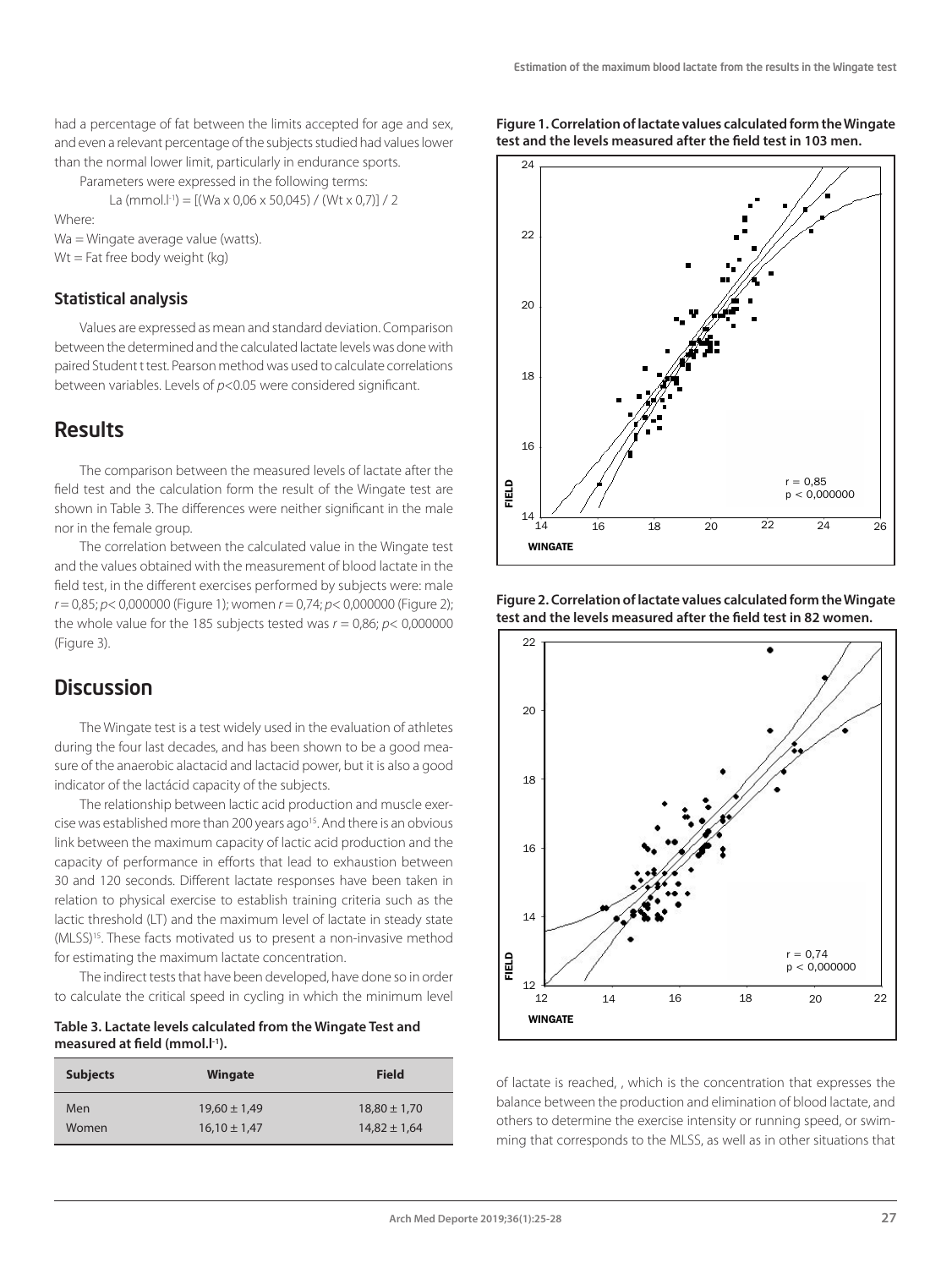had a percentage of fat between the limits accepted for age and sex, and even a relevant percentage of the subjects studied had values lower than the normal lower limit, particularly in endurance sports.

Parameters were expressed in the following terms:

$$La\ (mmol.l^{-1}) = [(Wa \times 0,06 \times 50,045) / (Wt \times 0,7)] / 2$$

Where:

Wa = Wingate average value (watts).

Wt = Fat free body weight (kg)

### Statistical analysis

Values are expressed as mean and standard deviation. Comparison between the determined and the calculated lactate levels was done with paired Student t test. Pearson method was used to calculate correlations between variables. Levels of $p$<0.05 were considered significant.

## Results

The comparison between the measured levels of lactate after the field test and the calculation form the result of the Wingate test are shown in Table 3. The differences were neither significant in the male nor in the female group.

The correlation between the calculated value in the Wingate test and the values obtained with the measurement of blood lactate in the field test, in the different exercises performed by subjects were: male $r$ = 0,85; $p$< 0,000000 (Figure 1); women $r$ = 0,74; $p$< 0,000000 (Figure 2); the whole value for the 185 subjects tested was $r$ = 0,86; $p$< 0,000000 (Figure 3).

## Discussion

The Wingate test is a test widely used in the evaluation of athletes during the four last decades, and has been shown to be a good measure of the anaerobic alactacid and lactacid power, but it is also a good indicator of the lactácid capacity of the subjects.

The relationship between lactic acid production and muscle exercise was established more than 200 years ago[15]. And there is an obvious link between the maximum capacity of lactic acid production and the capacity of performance in efforts that lead to exhaustion between 30 and 120 seconds. Different lactate responses have been taken in relation to physical exercise to establish training criteria such as the lactic threshold (LT) and the maximum level of lactate in steady state (MLSS)[15]. These facts motivated us to present a non-invasive method for estimating the maximum lactate concentration.

The indirect tests that have been developed, have done so in order to calculate the critical speed in cycling in which the minimum level of lactate is reached, , which is the concentration that expresses the balance between the production and elimination of blood lactate, and others to determine the exercise intensity or running speed, or swimming that corresponds to the MLSS, as well as in other situations that

**Table 3. Lactate levels calculated from the Wingate Test and measured at field (mmol.l^-1).**

| Subjects | Wingate | Field |
|---|---|---|
| Men | 19,60 ± 1,49 | 18,80 ± 1,70 |
| Women | 16,10 ± 1,47 | 14,82 ± 1,64 |

**Figure 1. Correlation of lactate values calculated form the Wingate test and the levels measured after the field test in 103 men.**

**Figure 2. Correlation of lactate values calculated form the Wingate test and the levels measured after the field test in 82 women.**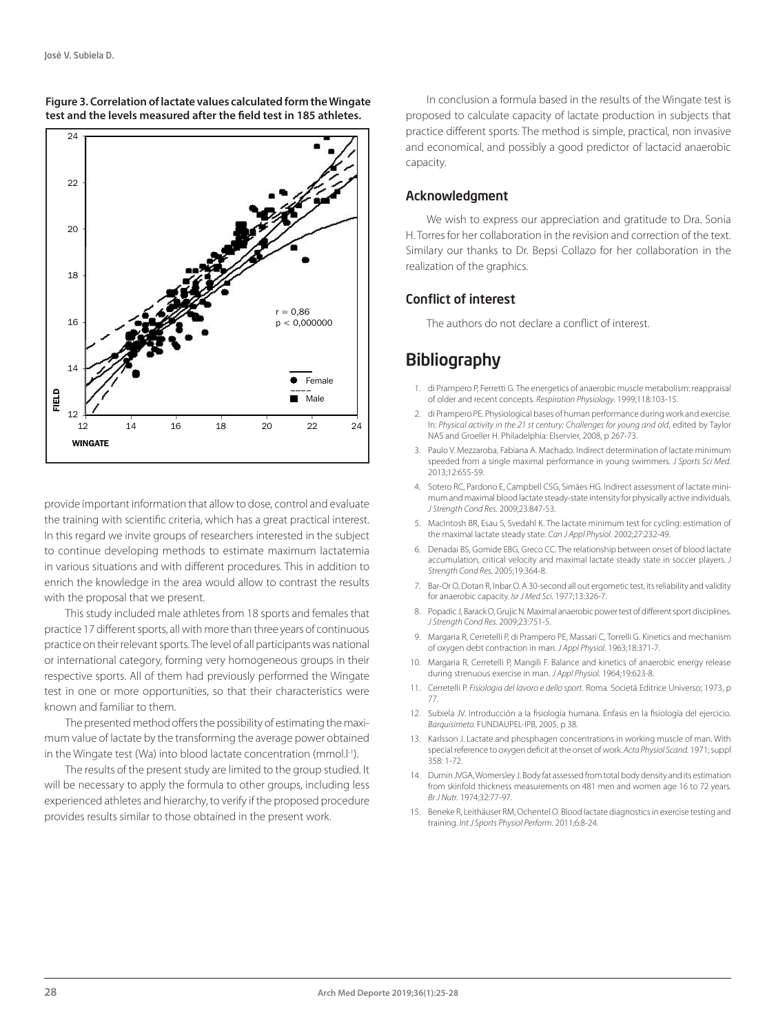**Figure 3. Correlation of lactate values calculated form the Wingate test and the levels measured after the field test in 185 athletes.**

24
22
20
18
16
14
12
FIELD
12 14 16 18 20 22 24
WINGATE
r = 0,86
p < 0,000000
Female
Male

provide important information that allow to dose, control and evaluate the training with scientific criteria, which has a great practical interest. In this regard we invite groups of researchers interested in the subject to continue developing methods to estimate maximum lactatemia in various situations and with different procedures. This in addition to enrich the knowledge in the area would allow to contrast the results with the proposal that we present.

This study included male athletes from 18 sports and females that practice 17 different sports, all with more than three years of continuous practice on their relevant sports. The level of all participants was national or international category, forming very homogeneous groups in their respective sports. All of them had previously performed the Wingate test in one or more opportunities, so that their characteristics were known and familiar to them.

The presented method offers the possibility of estimating the maximum value of lactate by the transforming the average power obtained in the Wingate test (Wa) into blood lactate concentration (mmol.l$^{-1}$).

The results of the present study are limited to the group studied. It will be necessary to apply the formula to other groups, including less experienced athletes and hierarchy, to verify if the proposed procedure provides results similar to those obtained in the present work.

In conclusion a formula based in the results of the Wingate test is proposed to calculate capacity of lactate production in subjects that practice different sports. The method is simple, practical, non invasive and economical, and possibly a good predictor of lactacid anaerobic capacity.

## Acknowledgment

We wish to express our appreciation and gratitude to Dra. Sonia H. Torres for her collaboration in the revision and correction of the text. Similary our thanks to Dr. Bepsi Collazo for her collaboration in the realization of the graphics.

## Conflict of interest

The authors do not declare a conflict of interest.

# Bibliography

1. di Prampero P, Ferretti G. The energetics of anaerobic muscle metabolism: reappraisal of older and recent concepts. *Respiration Physiology*. 1999;118:103-15.
2. di Prampero PE. Physiological bases of human performance during work and exercise. In: *Physical activity in the 21 st century: Challenges for young and old*, edited by Taylor NAS and Groeller H. Philadelphia: Elservier, 2008, p 267-73.
3. Paulo V. Mezzaroba, Fabiana A. Machado. Indirect determination of lactate minimum speeded from a single maximal performance in young swimmers. *J Sports Sci Med*. 2013;12:655-59.
4. Sotero RC, Pardono E, Campbell CSG, Simães HG. Indirect assessment of lactate minimum and maximal blood lactate steady-state intensity for physically active individuals. *J Strength Cond Res*. 2009;23:847-53.
5. MacIntosh BR, Esau S, Svedahl K. The lactate minimum test for cycling: estimation of the maximal lactate steady state. *Can J Appl Physiol*. 2002;27:232-49.
6. Denadai BS, Gomide EBG, Greco CC. The relationship between onset of blood lactate accumulation, critical velocity and maximal lactate steady state in soccer players. *J Strength Cond Res*. 2005;19:364-8.
7. Bar-Or O, Dotan R, Inbar O. A 30-second all out ergometic test, its reliability and validity for anaerobic capacity. *Isr J Med Sci*. 1977;13:326-7.
8. Popadic J, Barack O, Grujic N. Maximal anaerobic power test of different sport disciplines. *J Strength Cond Res*. 2009;23:751-5.
9. Margaria R, Cerretelli P, di Prampero PE, Massari C, Torrelli G. Kinetics and mechanism of oxygen debt contraction in man. *J Appl Physiol*. 1963;18:371-7.
10. Margaria R, Cerretelli P, Mangili F. Balance and kinetics of anaerobic energy release during strenuous exercise in man. *J Appl Physiol*. 1964;19:623-8.
11. Cerretelli P. *Fisiologia del lavoro e dello sport*. Roma. Societá Editrice Universo; 1973, p 77.
12. Subiela JV. Introducción a la fisiología humana. Énfasis en la fisiología del ejercicio. *Barquisimeto*. FUNDAUPEL-IPB, 2005, p 38.
13. Karlsson J. Lactate and phosphagen concentrations in working muscle of man. With special reference to oxygen deficit at the onset of work. *Acta Physiol Scand*. 1971; suppl 358: 1-72.
14. Durnin JVGA, Womersley J. Body fat assessed from total body density and its estimation from skinfold thickness measurements on 481 men and women age 16 to 72 years. *Br J Nutr*. 1974;32:77-97.
15. Beneke R, Leithäuser RM, Ochentel O. Blood lactate diagnostics in exercise testing and training. *Int J Sports Physiol Perform*. 2011;6:8-24.